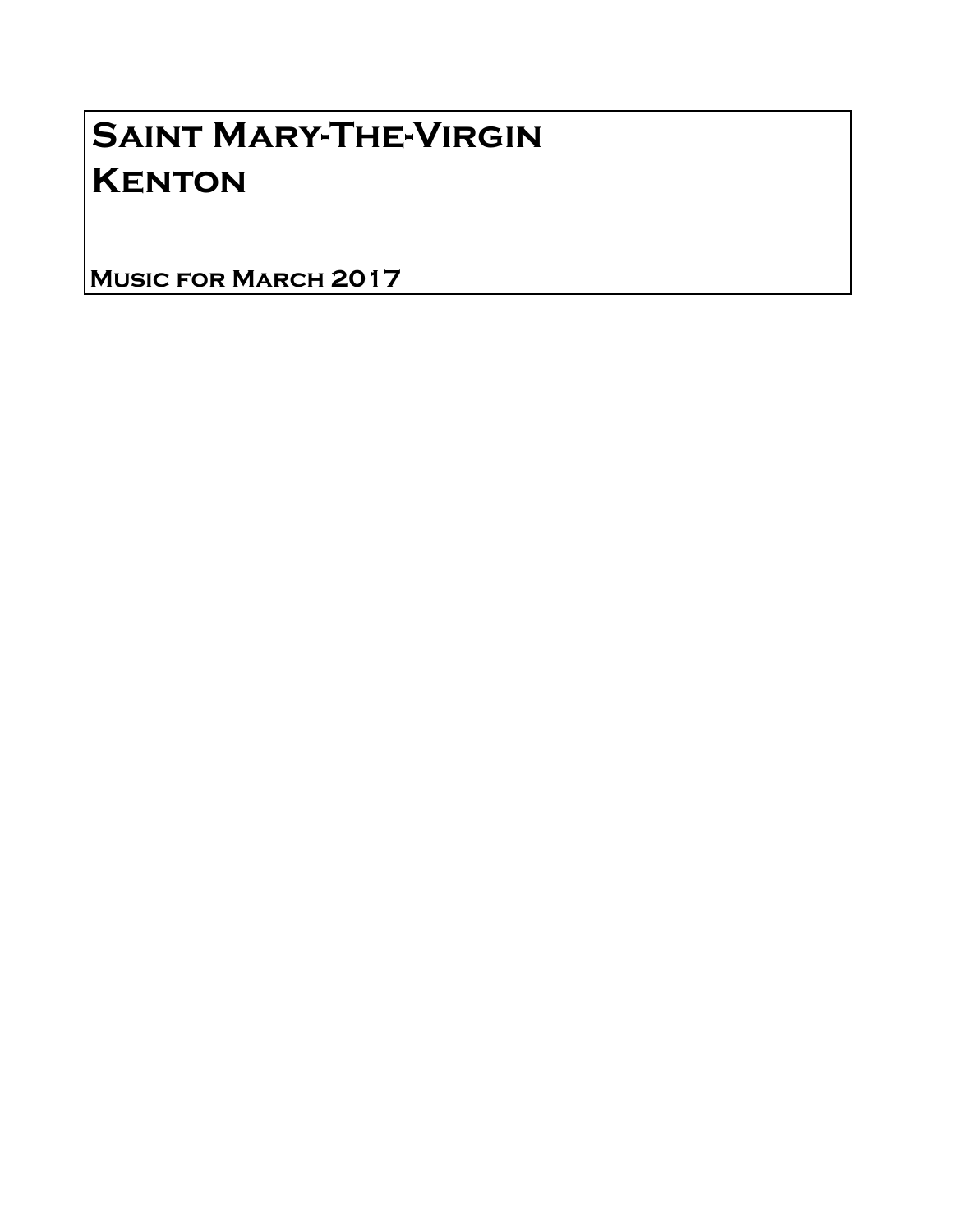# Saint Mary-The-Virgin
# Kenton

**Music for March 2017**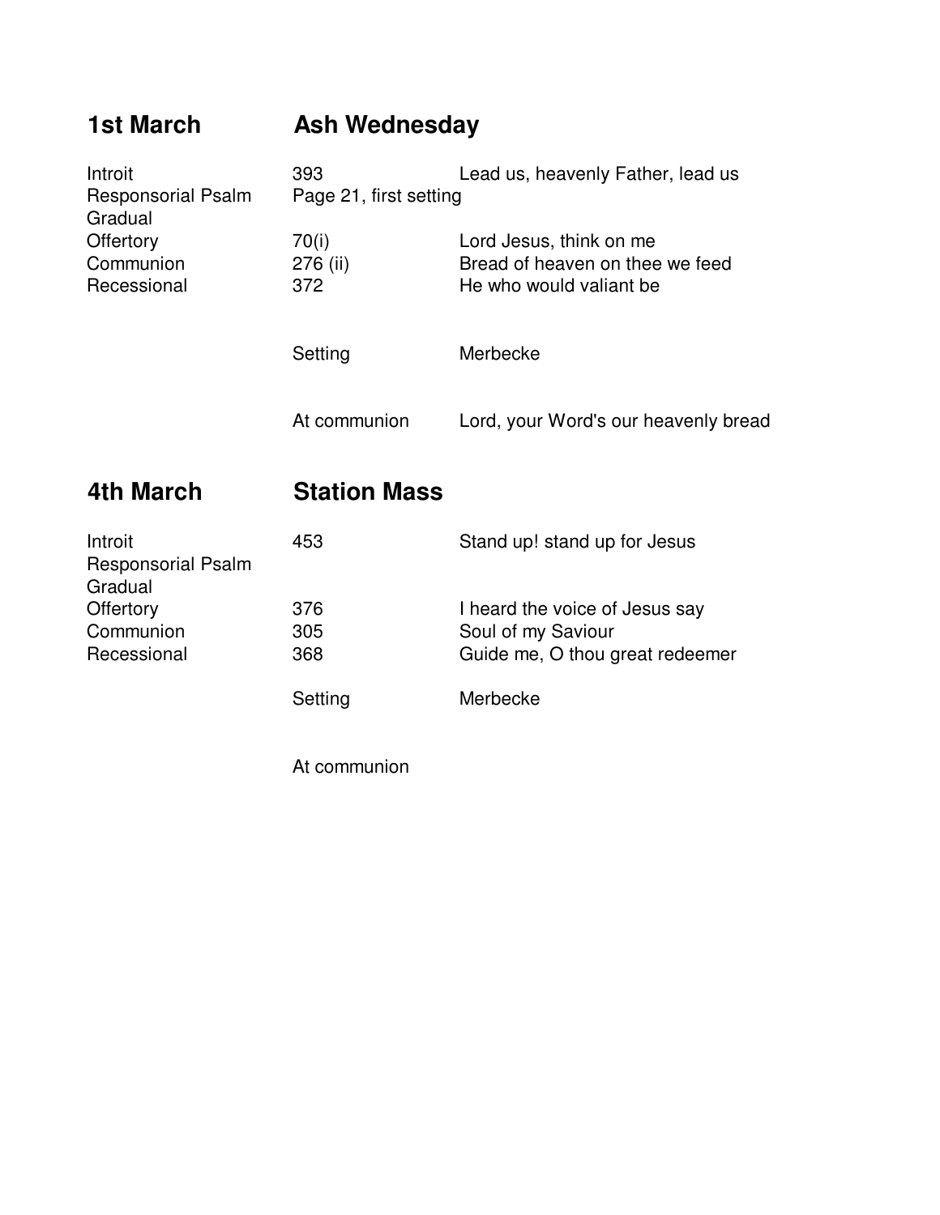## 1st March — Ash Wednesday

| | | |
|---|---|---|
| Introit | 393 | Lead us, heavenly Father, lead us |
| Responsorial Psalm | Page 21, first setting | |
| Gradual | | |
| Offertory | 70(i) | Lord Jesus, think on me |
| Communion | 276 (ii) | Bread of heaven on thee we feed |
| Recessional | 372 | He who would valiant be |
| | Setting | Merbecke |
| | At communion | Lord, your Word's our heavenly bread |

## 4th March — Station Mass

| | | |
|---|---|---|
| Introit | 453 | Stand up! stand up for Jesus |
| Responsorial Psalm | | |
| Gradual | | |
| Offertory | 376 | I heard the voice of Jesus say |
| Communion | 305 | Soul of my Saviour |
| Recessional | 368 | Guide me, O thou great redeemer |
| | Setting | Merbecke |
| | At communion | |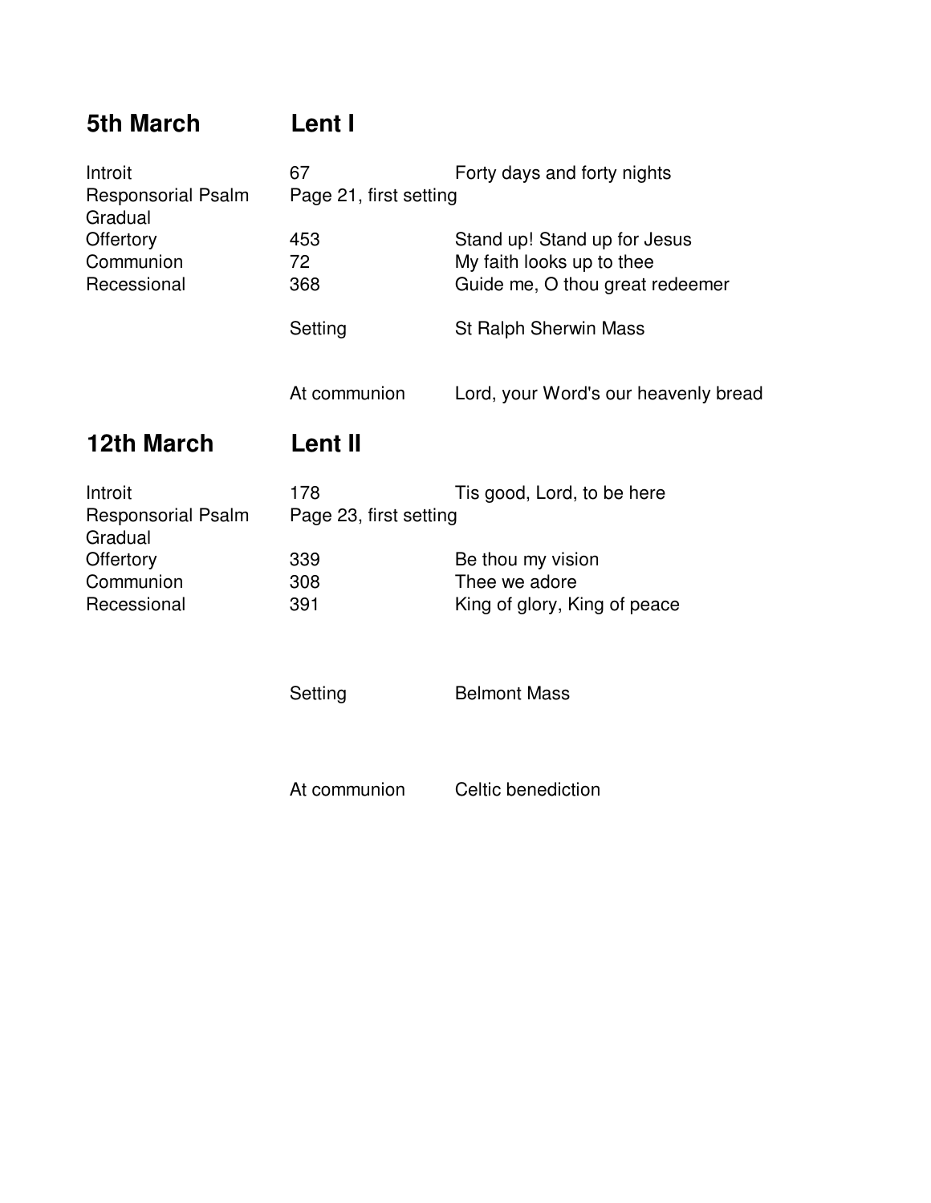## 5th March — Lent I

| | | |
|---|---|---|
| Introit | 67 | Forty days and forty nights |
| Responsorial Psalm | Page 21, first setting | |
| Gradual | | |
| Offertory | 453 | Stand up! Stand up for Jesus |
| Communion | 72 | My faith looks up to thee |
| Recessional | 368 | Guide me, O thou great redeemer |
| | Setting | St Ralph Sherwin Mass |
| | At communion | Lord, your Word's our heavenly bread |

## 12th March — Lent II

| | | |
|---|---|---|
| Introit | 178 | Tis good, Lord, to be here |
| Responsorial Psalm | Page 23, first setting | |
| Gradual | | |
| Offertory | 339 | Be thou my vision |
| Communion | 308 | Thee we adore |
| Recessional | 391 | King of glory, King of peace |
| | Setting | Belmont Mass |
| | At communion | Celtic benediction |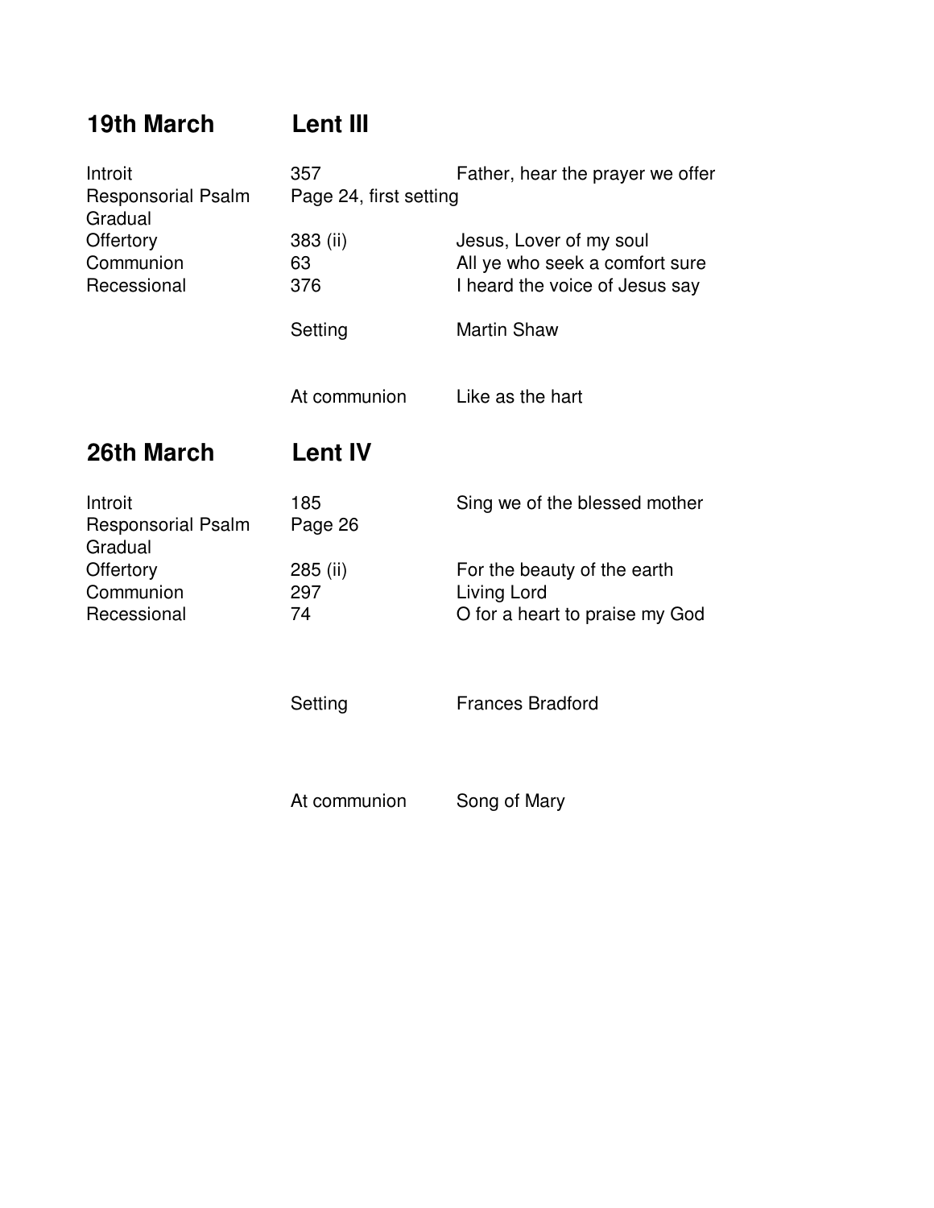## 19th March Lent III

| | | |
|---|---|---|
| Introit | 357 | Father, hear the prayer we offer |
| Responsorial Psalm Gradual | Page 24, first setting | |
| Offertory | 383 (ii) | Jesus, Lover of my soul |
| Communion | 63 | All ye who seek a comfort sure |
| Recessional | 376 | I heard the voice of Jesus say |
| | Setting | Martin Shaw |
| | At communion | Like as the hart |

## 26th March Lent IV

| | | |
|---|---|---|
| Introit | 185 | Sing we of the blessed mother |
| Responsorial Psalm Gradual | Page 26 | |
| Offertory | 285 (ii) | For the beauty of the earth |
| Communion | 297 | Living Lord |
| Recessional | 74 | O for a heart to praise my God |
| | Setting | Frances Bradford |
| | At communion | Song of Mary |